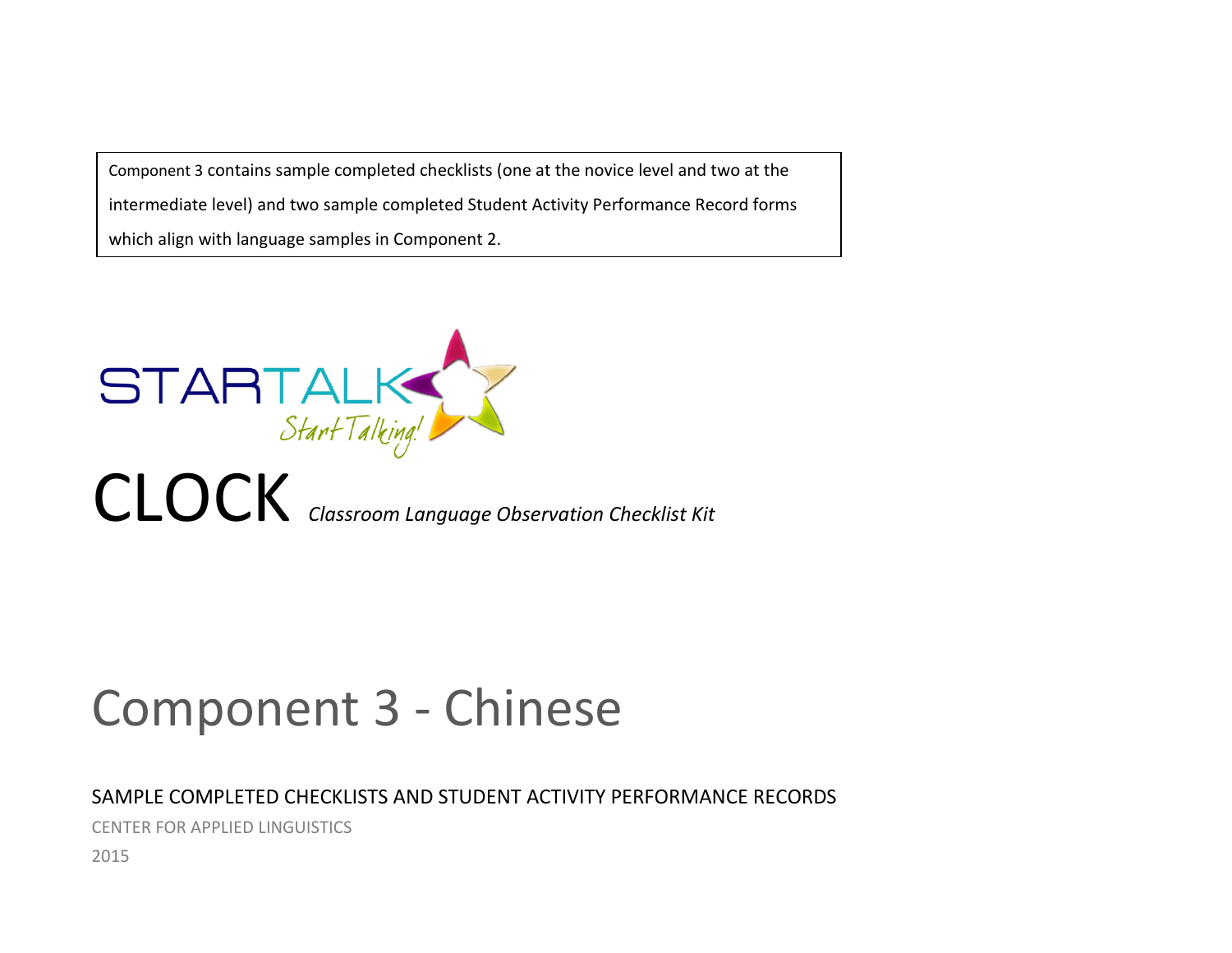Component 3 contains sample completed checklists (one at the novice level and two at the intermediate level) and two sample completed Student Activity Performance Record forms which align with language samples in Component 2.

STARTALK

*Start Talking!*

# CLOCK *Classroom Language Observation Checklist Kit*

# Component 3 - Chinese

## SAMPLE COMPLETED CHECKLISTS AND STUDENT ACTIVITY PERFORMANCE RECORDS

CENTER FOR APPLIED LINGUISTICS

2015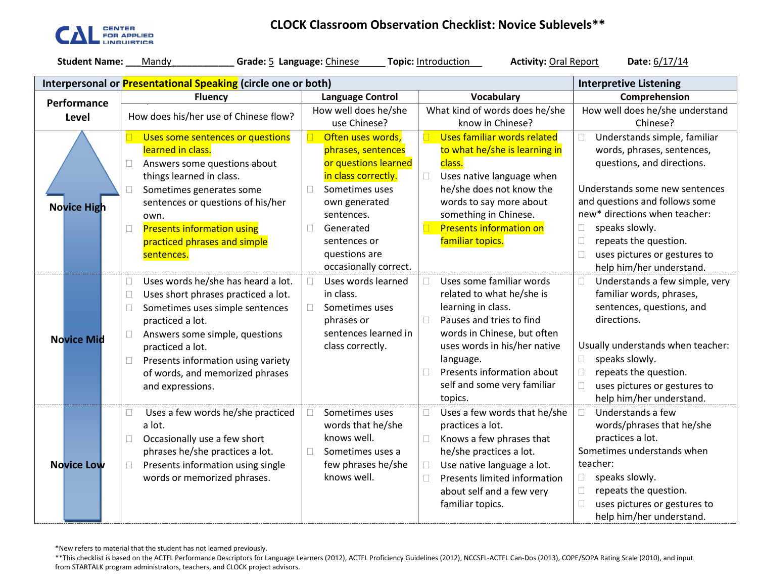CENTER FOR APPLIED LINGUISTICS

# CLOCK Classroom Observation Checklist: Novice Sublevels**

**Student Name:** ___Mandy____________ **Grade:** 5 **Language:** Chinese **Topic:** Introduction **Activity:** Oral Report **Date:** 6/17/14

| Interpersonal or Presentational Speaking (circle one or both) | | | | Interpretive Listening |
|---|---|---|---|---|
| **Performance Level** | **Fluency**<br>How does his/her use of Chinese flow? | **Language Control**<br>How well does he/she use Chinese? | **Vocabulary**<br>What kind of words does he/she know in Chinese? | **Comprehension**<br>How well does he/she understand Chinese? |
| **Novice High** | ☐ Uses some sentences or questions learned in class.<br>☐ Answers some questions about things learned in class.<br>☐ Sometimes generates some sentences or questions of his/her own.<br>☐ Presents information using practiced phrases and simple sentences. | ☐ Often uses words, phrases, sentences or questions learned in class correctly.<br>☐ Sometimes uses own generated sentences.<br>☐ Generated sentences or questions are occasionally correct. | ☐ Uses familiar words related to what he/she is learning in class.<br>☐ Uses native language when he/she does not know the words to say more about something in Chinese.<br>☐ Presents information on familiar topics. | ☐ Understands simple, familiar words, phrases, sentences, questions, and directions.<br><br>Understands some new sentences and questions and follows some new* directions when teacher:<br>☐ speaks slowly.<br>☐ repeats the question.<br>☐ uses pictures or gestures to help him/her understand. |
| **Novice Mid** | ☐ Uses words he/she has heard a lot.<br>☐ Uses short phrases practiced a lot.<br>☐ Sometimes uses simple sentences practiced a lot.<br>☐ Answers some simple, questions practiced a lot.<br>☐ Presents information using variety of words, and memorized phrases and expressions. | ☐ Uses words learned in class.<br>☐ Sometimes uses phrases or sentences learned in class correctly. | ☐ Uses some familiar words related to what he/she is learning in class.<br>☐ Pauses and tries to find words in Chinese, but often uses words in his/her native language.<br>☐ Presents information about self and some very familiar topics. | ☐ Understands a few simple, very familiar words, phrases, sentences, questions, and directions.<br><br>Usually understands when teacher:<br>☐ speaks slowly.<br>☐ repeats the question.<br>☐ uses pictures or gestures to help him/her understand. |
| **Novice Low** | ☐ Uses a few words he/she practiced a lot.<br>☐ Occasionally use a few short phrases he/she practices a lot.<br>☐ Presents information using single words or memorized phrases. | ☐ Sometimes uses words that he/she knows well.<br>☐ Sometimes uses a few phrases he/she knows well. | ☐ Uses a few words that he/she practices a lot.<br>☐ Knows a few phrases that he/she practices a lot.<br>☐ Use native language a lot.<br>☐ Presents limited information about self and a few very familiar topics. | ☐ Understands a few words/phrases that he/she practices a lot.<br>Sometimes understands when teacher:<br>☐ speaks slowly.<br>☐ repeats the question.<br>☐ uses pictures or gestures to help him/her understand. |

*New refers to material that the student has not learned previously.

**This checklist is based on the ACTFL Performance Descriptors for Language Learners (2012), ACTFL Proficiency Guidelines (2012), NCCSFL-ACTFL Can-Dos (2013), COPE/SOPA Rating Scale (2010), and input from STARTALK program administrators, teachers, and CLOCK project advisors.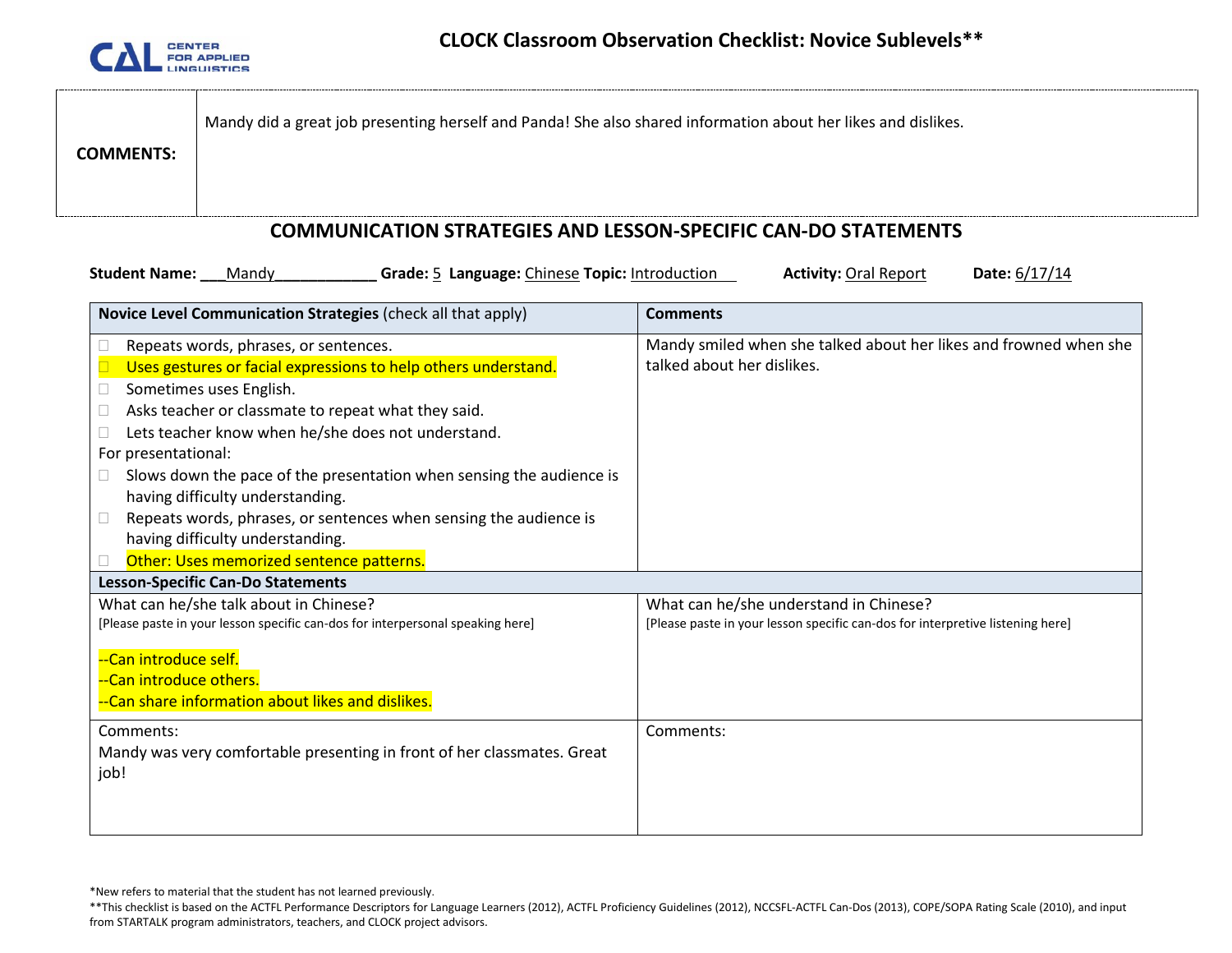# CLOCK Classroom Observation Checklist: Novice Sublevels**

| **COMMENTS:** | Mandy did a great job presenting herself and Panda! She also shared information about her likes and dislikes. |
|---|---|

## COMMUNICATION STRATEGIES AND LESSON-SPECIFIC CAN-DO STATEMENTS

**Student Name:** ___Mandy____________ **Grade:** 5 **Language:** Chinese **Topic:** Introduction **Activity:** Oral Report **Date:** 6/17/14

| **Novice Level Communication Strategies** (check all that apply) | **Comments** |
|---|---|
| ☐ Repeats words, phrases, or sentences.<br>☐ Uses gestures or facial expressions to help others understand.<br>☐ Sometimes uses English.<br>☐ Asks teacher or classmate to repeat what they said.<br>☐ Lets teacher know when he/she does not understand.<br>For presentational:<br>☐ Slows down the pace of the presentation when sensing the audience is having difficulty understanding.<br>☐ Repeats words, phrases, or sentences when sensing the audience is having difficulty understanding.<br>☐ Other: Uses memorized sentence patterns. | Mandy smiled when she talked about her likes and frowned when she talked about her dislikes. |
| **Lesson-Specific Can-Do Statements** | |
| What can he/she talk about in Chinese?<br>[Please paste in your lesson specific can-dos for interpersonal speaking here]<br><br>--Can introduce self.<br>--Can introduce others.<br>--Can share information about likes and dislikes. | What can he/she understand in Chinese?<br>[Please paste in your lesson specific can-dos for interpretive listening here] |
| Comments:<br>Mandy was very comfortable presenting in front of her classmates. Great job! | Comments: |

*New refers to material that the student has not learned previously.

**This checklist is based on the ACTFL Performance Descriptors for Language Learners (2012), ACTFL Proficiency Guidelines (2012), NCCSFL-ACTFL Can-Dos (2013), COPE/SOPA Rating Scale (2010), and input from STARTALK program administrators, teachers, and CLOCK project advisors.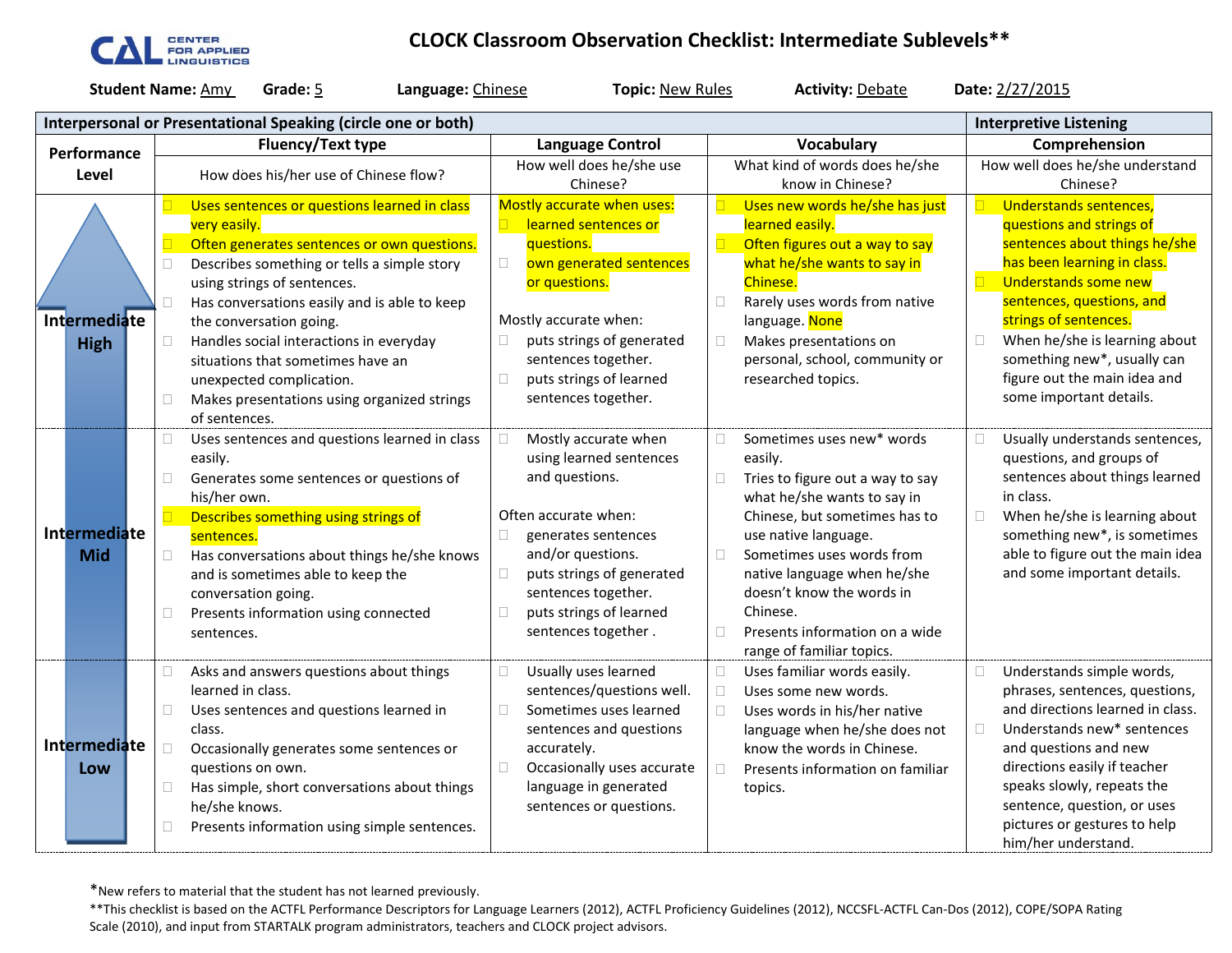# CLOCK Classroom Observation Checklist: Intermediate Sublevels**

**Student Name:** Amy **Grade:** 5 **Language:** Chinese **Topic:** New Rules **Activity:** Debate **Date:** 2/27/2015

| Interpersonal or Presentational Speaking (circle one or both) | | | | Interpretive Listening |
|---|---|---|---|---|
| **Performance Level** | **Fluency/Text type**<br>How does his/her use of Chinese flow? | **Language Control**<br>How well does he/she use Chinese? | **Vocabulary**<br>What kind of words does he/she know in Chinese? | **Comprehension**<br>How well does he/she understand Chinese? |
| **Intermediate High** | ☐ Uses sentences or questions learned in class very easily.<br>☐ Often generates sentences or own questions.<br>☐ Describes something or tells a simple story using strings of sentences.<br>☐ Has conversations easily and is able to keep the conversation going.<br>☐ Handles social interactions in everyday situations that sometimes have an unexpected complication.<br>☐ Makes presentations using organized strings of sentences. | Mostly accurate when uses:<br>☐ learned sentences or questions.<br>☐ own generated sentences or questions.<br><br>Mostly accurate when:<br>☐ puts strings of generated sentences together.<br>☐ puts strings of learned sentences together. | ☐ Uses new words he/she has just learned easily.<br>☐ Often figures out a way to say what he/she wants to say in Chinese.<br>☐ Rarely uses words from native language. None<br>☐ Makes presentations on personal, school, community or researched topics. | ☐ Understands sentences, questions and strings of sentences about things he/she has been learning in class.<br>☐ Understands some new sentences, questions, and strings of sentences.<br>☐ When he/she is learning about something new*, usually can figure out the main idea and some important details. |
| **Intermediate Mid** | ☐ Uses sentences and questions learned in class easily.<br>☐ Generates some sentences or questions of his/her own.<br>☐ Describes something using strings of sentences.<br>☐ Has conversations about things he/she knows and is sometimes able to keep the conversation going.<br>☐ Presents information using connected sentences. | ☐ Mostly accurate when using learned sentences and questions.<br><br>Often accurate when:<br>☐ generates sentences and/or questions.<br>☐ puts strings of generated sentences together.<br>☐ puts strings of learned sentences together . | ☐ Sometimes uses new* words easily.<br>☐ Tries to figure out a way to say what he/she wants to say in Chinese, but sometimes has to use native language.<br>☐ Sometimes uses words from native language when he/she doesn't know the words in Chinese.<br>☐ Presents information on a wide range of familiar topics. | ☐ Usually understands sentences, questions, and groups of sentences about things learned in class.<br>☐ When he/she is learning about something new*, is sometimes able to figure out the main idea and some important details. |
| **Intermediate Low** | ☐ Asks and answers questions about things learned in class.<br>☐ Uses sentences and questions learned in class.<br>☐ Occasionally generates some sentences or questions on own.<br>☐ Has simple, short conversations about things he/she knows.<br>☐ Presents information using simple sentences. | ☐ Usually uses learned sentences/questions well.<br>☐ Sometimes uses learned sentences and questions accurately.<br>☐ Occasionally uses accurate language in generated sentences or questions. | ☐ Uses familiar words easily.<br>☐ Uses some new words.<br>☐ Uses words in his/her native language when he/she does not know the words in Chinese.<br>☐ Presents information on familiar topics. | ☐ Understands simple words, phrases, sentences, questions, and directions learned in class.<br>☐ Understands new* sentences and questions and new directions easily if teacher speaks slowly, repeats the sentence, question, or uses pictures or gestures to help him/her understand. |

*New refers to material that the student has not learned previously.

**This checklist is based on the ACTFL Performance Descriptors for Language Learners (2012), ACTFL Proficiency Guidelines (2012), NCCSFL-ACTFL Can-Dos (2012), COPE/SOPA Rating Scale (2010), and input from STARTALK program administrators, teachers and CLOCK project advisors.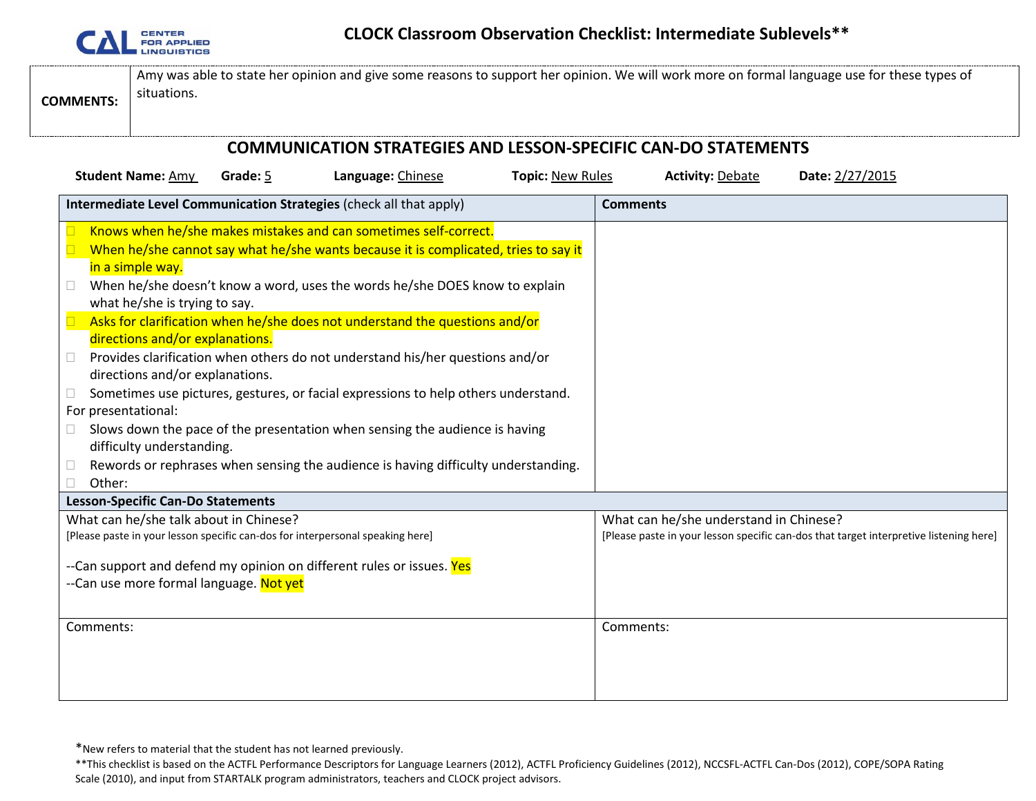CENTER FOR APPLIED LINGUISTICS

# CLOCK Classroom Observation Checklist: Intermediate Sublevels**

| **COMMENTS:** | Amy was able to state her opinion and give some reasons to support her opinion. We will work more on formal language use for these types of situations. |
|---|---|

## COMMUNICATION STRATEGIES AND LESSON-SPECIFIC CAN-DO STATEMENTS

**Student Name:** Amy **Grade:** 5 **Language:** Chinese **Topic:** New Rules **Activity:** Debate **Date:** 2/27/2015

| **Intermediate Level Communication Strategies** (check all that apply) | **Comments** |
|---|---|
| ☐ Knows when he/she makes mistakes and can sometimes self-correct.<br>☐ When he/she cannot say what he/she wants because it is complicated, tries to say it in a simple way.<br>☐ When he/she doesn't know a word, uses the words he/she DOES know to explain what he/she is trying to say.<br>☐ Asks for clarification when he/she does not understand the questions and/or directions and/or explanations.<br>☐ Provides clarification when others do not understand his/her questions and/or directions and/or explanations.<br>☐ Sometimes use pictures, gestures, or facial expressions to help others understand.<br>For presentational:<br>☐ Slows down the pace of the presentation when sensing the audience is having difficulty understanding.<br>☐ Rewords or rephrases when sensing the audience is having difficulty understanding.<br>☐ Other: | |
| **Lesson-Specific Can-Do Statements** | |
| What can he/she talk about in Chinese?<br>[Please paste in your lesson specific can-dos for interpersonal speaking here]<br><br>--Can support and defend my opinion on different rules or issues. Yes<br>--Can use more formal language. Not yet | What can he/she understand in Chinese?<br>[Please paste in your lesson specific can-dos that target interpretive listening here] |
| Comments: | Comments: |

*New refers to material that the student has not learned previously.

**This checklist is based on the ACTFL Performance Descriptors for Language Learners (2012), ACTFL Proficiency Guidelines (2012), NCCSFL-ACTFL Can-Dos (2012), COPE/SOPA Rating Scale (2010), and input from STARTALK program administrators, teachers and CLOCK project advisors.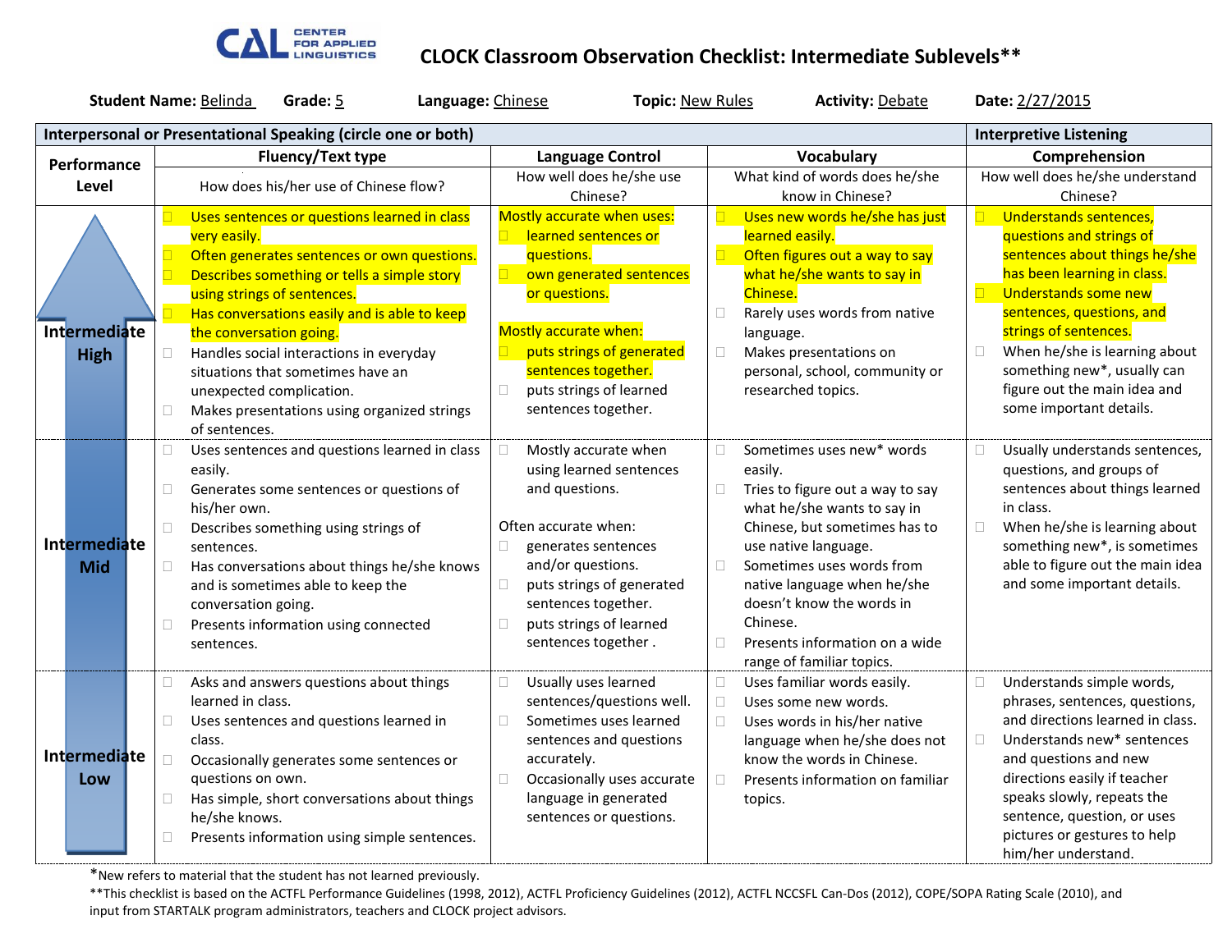# CLOCK Classroom Observation Checklist: Intermediate Sublevels**

CAL Center for Applied Linguistics

**Student Name:** Belinda **Grade:** 5 **Language:** Chinese **Topic:** New Rules **Activity:** Debate **Date:** 2/27/2015

| Performance Level | Interpersonal or Presentational Speaking (circle one or both) | | | Interpretive Listening |
|---|---|---|---|---|
| | **Fluency/Text type** | **Language Control** | **Vocabulary** | **Comprehension** |
| | How does his/her use of Chinese flow? | How well does he/she use Chinese? | What kind of words does he/she know in Chinese? | How well does he/she understand Chinese? |
| **Intermediate High** | ☐ Uses sentences or questions learned in class very easily.<br>☐ Often generates sentences or own questions.<br>☐ Describes something or tells a simple story using strings of sentences.<br>☐ Has conversations easily and is able to keep the conversation going.<br>☐ Handles social interactions in everyday situations that sometimes have an unexpected complication.<br>☐ Makes presentations using organized strings of sentences. | Mostly accurate when uses:<br>☐ learned sentences or questions.<br>☐ own generated sentences or questions.<br><br>Mostly accurate when:<br>☐ puts strings of generated sentences together.<br>☐ puts strings of learned sentences together. | ☐ Uses new words he/she has just learned easily.<br>☐ Often figures out a way to say what he/she wants to say in Chinese.<br>☐ Rarely uses words from native language.<br>☐ Makes presentations on personal, school, community or researched topics. | ☐ Understands sentences, questions and strings of sentences about things he/she has been learning in class.<br>☐ Understands some new sentences, questions, and strings of sentences.<br>☐ When he/she is learning about something new*, usually can figure out the main idea and some important details. |
| **Intermediate Mid** | ☐ Uses sentences and questions learned in class easily.<br>☐ Generates some sentences or questions of his/her own.<br>☐ Describes something using strings of sentences.<br>☐ Has conversations about things he/she knows and is sometimes able to keep the conversation going.<br>☐ Presents information using connected sentences. | ☐ Mostly accurate when using learned sentences and questions.<br><br>Often accurate when:<br>☐ generates sentences and/or questions.<br>☐ puts strings of generated sentences together.<br>☐ puts strings of learned sentences together . | ☐ Sometimes uses new* words easily.<br>☐ Tries to figure out a way to say what he/she wants to say in Chinese, but sometimes has to use native language.<br>☐ Sometimes uses words from native language when he/she doesn't know the words in Chinese.<br>☐ Presents information on a wide range of familiar topics. | ☐ Usually understands sentences, questions, and groups of sentences about things learned in class.<br>☐ When he/she is learning about something new*, is sometimes able to figure out the main idea and some important details. |
| **Intermediate Low** | ☐ Asks and answers questions about things learned in class.<br>☐ Uses sentences and question learned in class.<br>☐ Occasionally generates some sentences or questions on own.<br>☐ Has simple, short conversations about things he/she knows.<br>☐ Presents information using simple sentences. | ☐ Usually uses learned sentences/questions well.<br>☐ Sometimes uses learned sentences and questions accurately.<br>☐ Occasionally uses accurate language in generated sentences or questions. | ☐ Uses familiar words easily.<br>☐ Uses some new words.<br>☐ Uses words in his/her native language when he/she does not know the words in Chinese.<br>☐ Presents information on familiar topics. | ☐ Understands simple words, phrases, sentences, questions, and directions learned in class.<br>☐ Understands new* sentences and questions and new directions easily if teacher speaks slowly, repeats the sentence, question, or uses pictures or gestures to help him/her understand. |

*New refers to material that the student has not learned previously.

**This checklist is based on the ACTFL Performance Guidelines (1998, 2012), ACTFL Proficiency Guidelines (2012), ACTFL NCCSFL Can-Dos (2012), COPE/SOPA Rating Scale (2010), and input from STARTALK program administrators, teachers and CLOCK project advisors.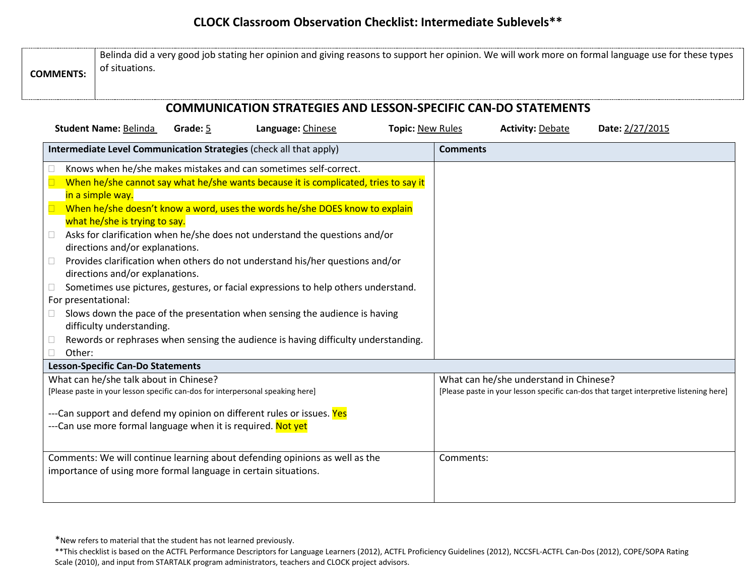# CLOCK Classroom Observation Checklist: Intermediate Sublevels**

| **COMMENTS:** | Belinda did a very good job stating her opinion and giving reasons to support her opinion. We will work more on formal language use for these types of situations. |
|---|---|

## COMMUNICATION STRATEGIES AND LESSON-SPECIFIC CAN-DO STATEMENTS

**Student Name:** Belinda **Grade:** 5 **Language:** Chinese **Topic:** New Rules **Activity:** Debate **Date:** 2/27/2015

| **Intermediate Level Communication Strategies** (check all that apply) | **Comments** |
|---|---|
| ☐ Knows when he/she makes mistakes and can sometimes self-correct.<br>☐ When he/she cannot say what he/she wants because it is complicated, tries to say it in a simple way.<br>☐ When he/she doesn't know a word, uses the words he/she DOES know to explain what he/she is trying to say.<br>☐ Asks for clarification when he/she does not understand the questions and/or directions and/or explanations.<br>☐ Provides clarification when others do not understand his/her questions and/or directions and/or explanations.<br>☐ Sometimes use pictures, gestures, or facial expressions to help others understand.<br>For presentational:<br>☐ Slows down the pace of the presentation when sensing the audience is having difficulty understanding.<br>☐ Rewords or rephrases when sensing the audience is having difficulty understanding.<br>☐ Other: | |
| **Lesson-Specific Can-Do Statements** | |
| What can he/she talk about in Chinese?<br>[Please paste in your lesson specific can-dos for interpersonal speaking here]<br><br>---Can support and defend my opinion on different rules or issues. Yes<br>---Can use more formal language when it is required. Not yet | What can he/she understand in Chinese?<br>[Please paste in your lesson specific can-dos that target interpretive listening here] |
| Comments: We will continue learning about defending opinions as well as the importance of using more formal language in certain situations. | Comments: |

*New refers to material that the student has not learned previously.

**This checklist is based on the ACTFL Performance Descriptors for Language Learners (2012), ACTFL Proficiency Guidelines (2012), NCCSFL-ACTFL Can-Dos (2012), COPE/SOPA Rating Scale (2010), and input from STARTALK program administrators, teachers and CLOCK project advisors.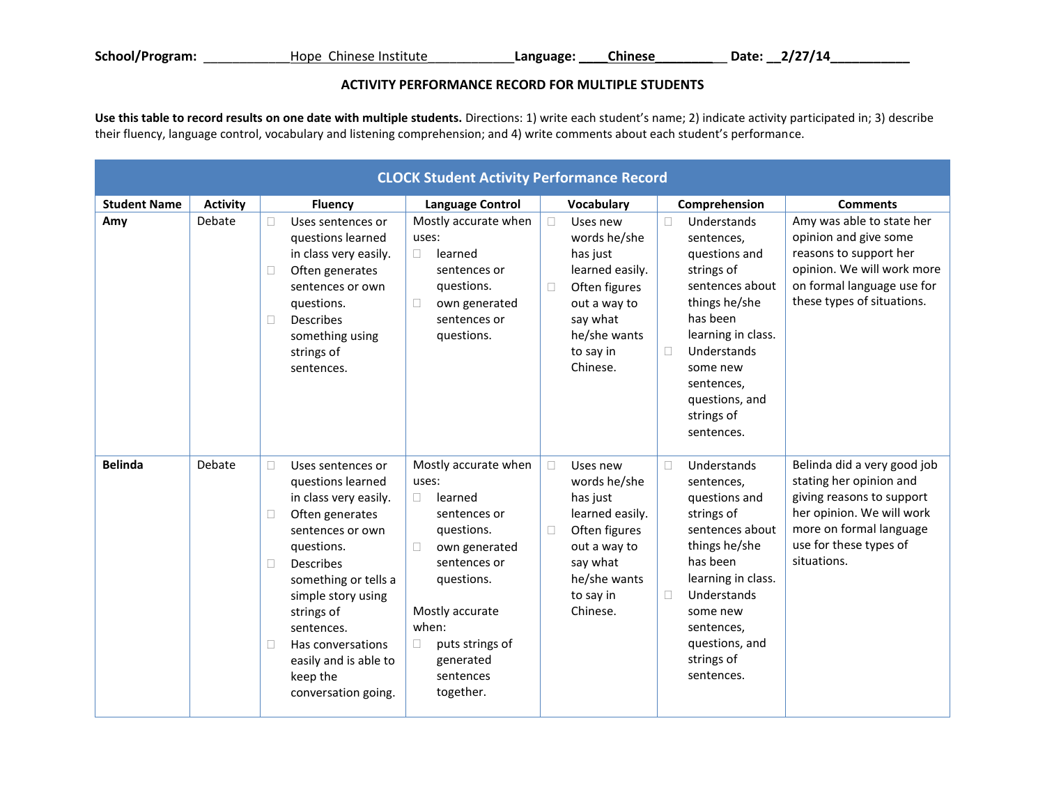**School/Program:** ____________Hope Chinese Institute____________**Language:** ____Chinese_________ **Date:** __2/27/14___________

**ACTIVITY PERFORMANCE RECORD FOR MULTIPLE STUDENTS**

**Use this table to record results on one date with multiple students.** Directions: 1) write each student's name; 2) indicate activity participated in; 3) describe their fluency, language control, vocabulary and listening comprehension; and 4) write comments about each student's performance.

| CLOCK Student Activity Performance Record | | | | | | |
|---|---|---|---|---|---|---|
| **Student Name** | **Activity** | **Fluency** | **Language Control** | **Vocabulary** | **Comprehension** | **Comments** |
| **Amy** | Debate | ☐ Uses sentences or questions learned in class very easily.<br>☐ Often generates sentences or own questions.<br>☐ Describes something using strings of sentences. | Mostly accurate when uses:<br>☐ learned sentences or questions.<br>☐ own generated sentences or questions. | ☐ Uses new words he/she has just learned easily.<br>☐ Often figures out a way to say what he/she wants to say in Chinese. | ☐ Understands sentences, questions and strings of sentences about things he/she has been learning in class.<br>☐ Understands some new sentences, questions, and strings of sentences. | Amy was able to state her opinion and give some reasons to support her opinion. We will work more on formal language use for these types of situations. |
| **Belinda** | Debate | ☐ Uses sentences or questions learned in class very easily.<br>☐ Often generates sentences or own questions.<br>☐ Describes something or tells a simple story using strings of sentences.<br>☐ Has conversations easily and is able to keep the conversation going. | Mostly accurate when uses:<br>☐ learned sentences or questions.<br>☐ own generated sentences or questions.<br><br>Mostly accurate when:<br>☐ puts strings of generated sentences together. | ☐ Uses new words he/she has just learned easily.<br>☐ Often figures out a way to say what he/she wants to say in Chinese. | ☐ Understands sentences, questions and strings of sentences about things he/she has been learning in class.<br>☐ Understands some new sentences, questions, and strings of sentences. | Belinda did a very good job stating her opinion and giving reasons to support her opinion. We will work more on formal language use for these types of situations. |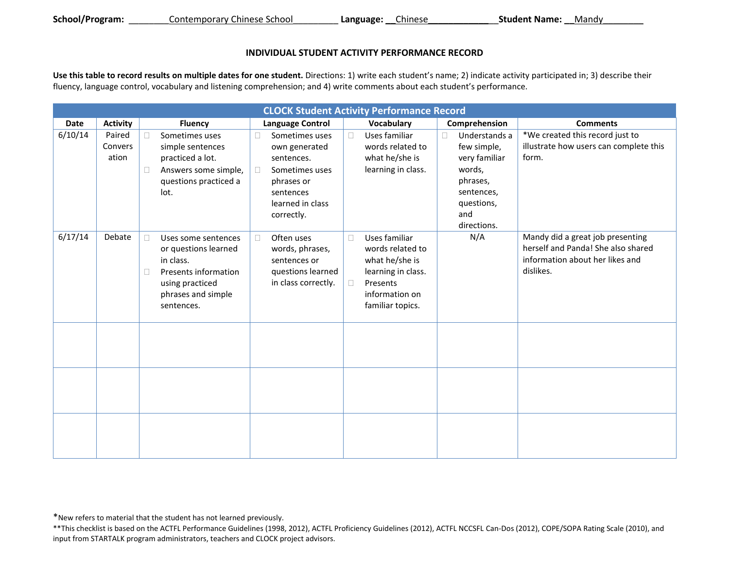**School/Program:** ________Contemporary Chinese School________ **Language:** __Chinese____________ **Student Name:** __Mandy________

**INDIVIDUAL STUDENT ACTIVITY PERFORMANCE RECORD**

**Use this table to record results on multiple dates for one student.** Directions: 1) write each student's name; 2) indicate activity participated in; 3) describe their fluency, language control, vocabulary and listening comprehension; and 4) write comments about each student's performance.

| CLOCK Student Activity Performance Record | | | | | | |
|---|---|---|---|---|---|---|
| **Date** | **Activity** | **Fluency** | **Language Control** | **Vocabulary** | **Comprehension** | **Comments** |
| 6/10/14 | Paired Conversation | ☐ Sometimes uses simple sentences practiced a lot. ☐ Answers some simple, questions practiced a lot. | ☐ Sometimes uses own generated sentences. ☐ Sometimes uses phrases or sentences learned in class correctly. | ☐ Uses familiar words related to what he/she is learning in class. | ☐ Understands a few simple, very familiar words, phrases, sentences, questions, and directions. | *We created this record just to illustrate how users can complete this form. |
| 6/17/14 | Debate | ☐ Uses some sentences or questions learned in class. ☐ Presents information using practiced phrases and simple sentences. | ☐ Often uses words, phrases, sentences or questions learned in class correctly. | ☐ Uses familiar words related to what he/she is learning in class. ☐ Presents information on familiar topics. | N/A | Mandy did a great job presenting herself and Panda! She also shared information about her likes and dislikes. |
| | | | | | | |
| | | | | | | |
| | | | | | | |

*New refers to material that the student has not learned previously.
**This checklist is based on the ACTFL Performance Guidelines (1998, 2012), ACTFL Proficiency Guidelines (2012), ACTFL NCCSFL Can-Dos (2012), COPE/SOPA Rating Scale (2010), and input from STARTALK program administrators, teachers and CLOCK project advisors.